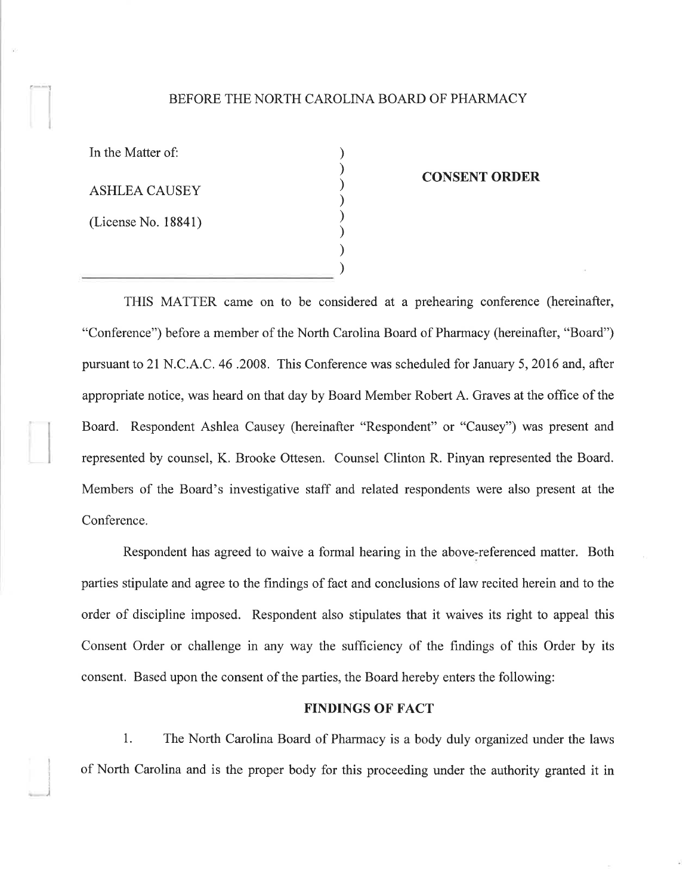BEFORE THE NORTH CAROLINA BOARD OF PHARMACY

| | | |
|---|---|---|
| In the Matter of: | ) | |
| | ) | **CONSENT ORDER** |
| ASHLEA CAUSEY | ) | |
| | ) | |
| (License No. 18841) | ) | |
| | ) | |
| | ) | |
| | ) | |

THIS MATTER came on to be considered at a prehearing conference (hereinafter, "Conference") before a member of the North Carolina Board of Pharmacy (hereinafter, "Board") pursuant to 21 N.C.A.C. 46 .2008. This Conference was scheduled for January 5, 2016 and, after appropriate notice, was heard on that day by Board Member Robert A. Graves at the office of the Board. Respondent Ashlea Causey (hereinafter "Respondent" or "Causey") was present and represented by counsel, K. Brooke Ottesen. Counsel Clinton R. Pinyan represented the Board. Members of the Board's investigative staff and related respondents were also present at the Conference.

Respondent has agreed to waive a formal hearing in the above-referenced matter. Both parties stipulate and agree to the findings of fact and conclusions of law recited herein and to the order of discipline imposed. Respondent also stipulates that it waives its right to appeal this Consent Order or challenge in any way the sufficiency of the findings of this Order by its consent. Based upon the consent of the parties, the Board hereby enters the following:

## FINDINGS OF FACT

1. The North Carolina Board of Pharmacy is a body duly organized under the laws of North Carolina and is the proper body for this proceeding under the authority granted it in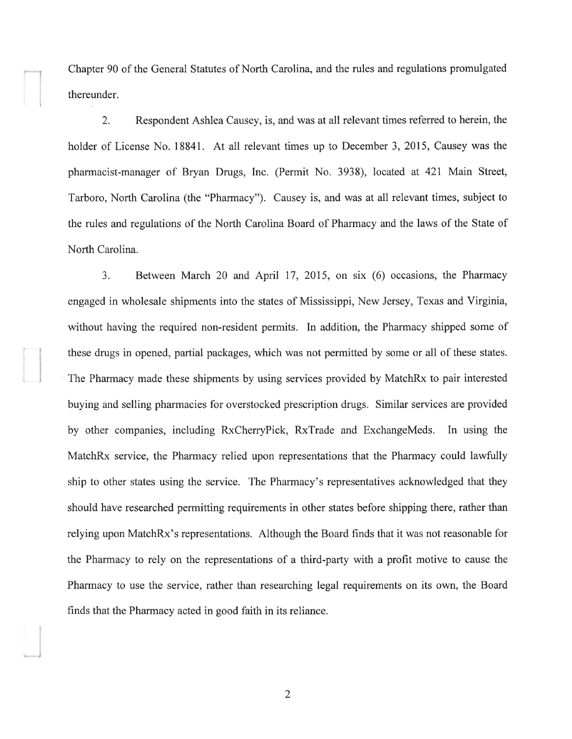Chapter 90 of the General Statutes of North Carolina, and the rules and regulations promulgated thereunder.

2. Respondent Ashlea Causey, is, and was at all relevant times referred to herein, the holder of License No. 18841. At all relevant times up to December 3, 2015, Causey was the pharmacist-manager of Bryan Drugs, Inc. (Permit No. 3938), located at 421 Main Street, Tarboro, North Carolina (the "Pharmacy"). Causey is, and was at all relevant times, subject to the rules and regulations of the North Carolina Board of Pharmacy and the laws of the State of North Carolina.

3. Between March 20 and April 17, 2015, on six (6) occasions, the Pharmacy engaged in wholesale shipments into the states of Mississippi, New Jersey, Texas and Virginia, without having the required non-resident permits. In addition, the Pharmacy shipped some of these drugs in opened, partial packages, which was not permitted by some or all of these states. The Pharmacy made these shipments by using services provided by MatchRx to pair interested buying and selling pharmacies for overstocked prescription drugs. Similar services are provided by other companies, including RxCherryPick, RxTrade and ExchangeMeds. In using the MatchRx service, the Pharmacy relied upon representations that the Pharmacy could lawfully ship to other states using the service. The Pharmacy's representatives acknowledged that they should have researched permitting requirements in other states before shipping there, rather than relying upon MatchRx's representations. Although the Board finds that it was not reasonable for the Pharmacy to rely on the representations of a third-party with a profit motive to cause the Pharmacy to use the service, rather than researching legal requirements on its own, the Board finds that the Pharmacy acted in good faith in its reliance.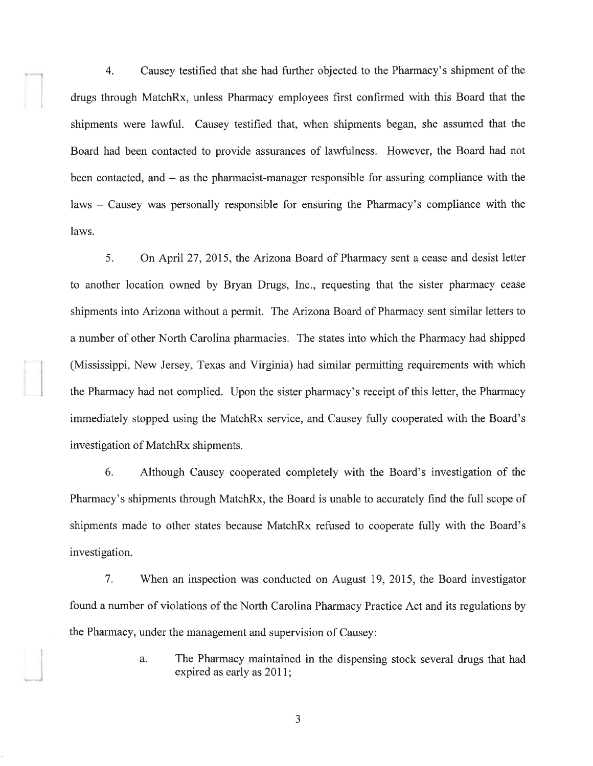4. Causey testified that she had further objected to the Pharmacy's shipment of the drugs through MatchRx, unless Pharmacy employees first confirmed with this Board that the shipments were lawful. Causey testified that, when shipments began, she assumed that the Board had been contacted to provide assurances of lawfulness. However, the Board had not been contacted, and – as the pharmacist-manager responsible for assuring compliance with the laws – Causey was personally responsible for ensuring the Pharmacy's compliance with the laws.

5. On April 27, 2015, the Arizona Board of Pharmacy sent a cease and desist letter to another location owned by Bryan Drugs, Inc., requesting that the sister pharmacy cease shipments into Arizona without a permit. The Arizona Board of Pharmacy sent similar letters to a number of other North Carolina pharmacies. The states into which the Pharmacy had shipped (Mississippi, New Jersey, Texas and Virginia) had similar permitting requirements with which the Pharmacy had not complied. Upon the sister pharmacy's receipt of this letter, the Pharmacy immediately stopped using the MatchRx service, and Causey fully cooperated with the Board's investigation of MatchRx shipments.

6. Although Causey cooperated completely with the Board's investigation of the Pharmacy's shipments through MatchRx, the Board is unable to accurately find the full scope of shipments made to other states because MatchRx refused to cooperate fully with the Board's investigation.

7. When an inspection was conducted on August 19, 2015, the Board investigator found a number of violations of the North Carolina Pharmacy Practice Act and its regulations by the Pharmacy, under the management and supervision of Causey:

a. The Pharmacy maintained in the dispensing stock several drugs that had expired as early as 2011;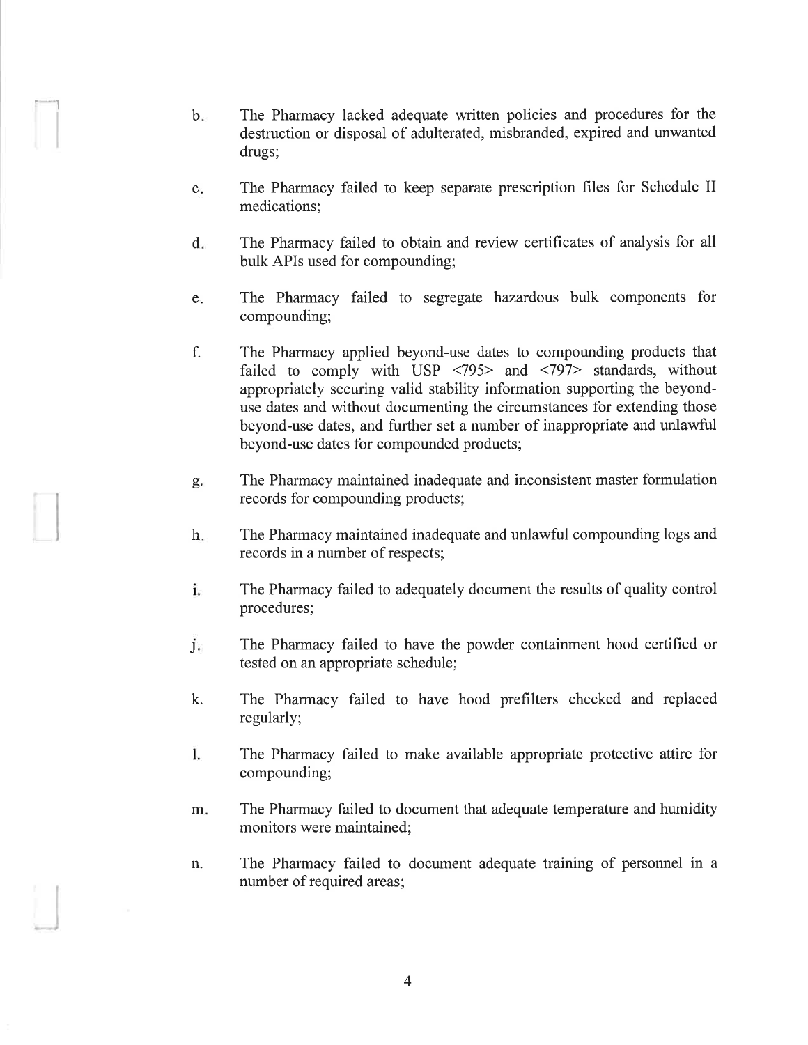b. The Pharmacy lacked adequate written policies and procedures for the destruction or disposal of adulterated, misbranded, expired and unwanted drugs;

c. The Pharmacy failed to keep separate prescription files for Schedule II medications;

d. The Pharmacy failed to obtain and review certificates of analysis for all bulk APIs used for compounding;

e. The Pharmacy failed to segregate hazardous bulk components for compounding;

f. The Pharmacy applied beyond-use dates to compounding products that failed to comply with USP <795> and <797> standards, without appropriately securing valid stability information supporting the beyond-use dates and without documenting the circumstances for extending those beyond-use dates, and further set a number of inappropriate and unlawful beyond-use dates for compounded products;

g. The Pharmacy maintained inadequate and inconsistent master formulation records for compounding products;

h. The Pharmacy maintained inadequate and unlawful compounding logs and records in a number of respects;

i. The Pharmacy failed to adequately document the results of quality control procedures;

j. The Pharmacy failed to have the powder containment hood certified or tested on an appropriate schedule;

k. The Pharmacy failed to have hood prefilters checked and replaced regularly;

l. The Pharmacy failed to make available appropriate protective attire for compounding;

m. The Pharmacy failed to document that adequate temperature and humidity monitors were maintained;

n. The Pharmacy failed to document adequate training of personnel in a number of required areas;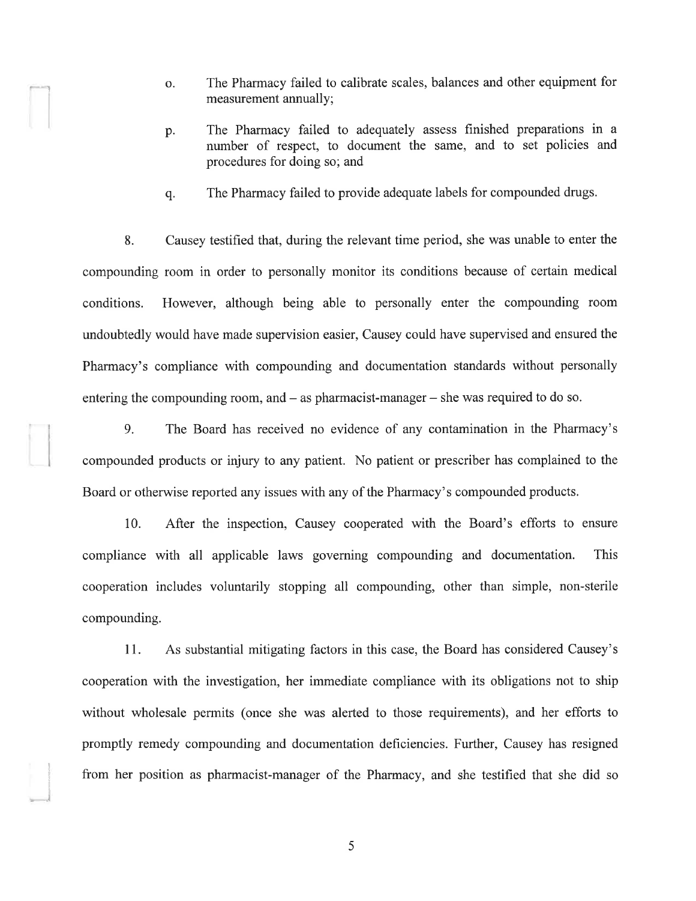o. The Pharmacy failed to calibrate scales, balances and other equipment for measurement annually;

p. The Pharmacy failed to adequately assess finished preparations in a number of respect, to document the same, and to set policies and procedures for doing so; and

q. The Pharmacy failed to provide adequate labels for compounded drugs.

8. Causey testified that, during the relevant time period, she was unable to enter the compounding room in order to personally monitor its conditions because of certain medical conditions. However, although being able to personally enter the compounding room undoubtedly would have made supervision easier, Causey could have supervised and ensured the Pharmacy's compliance with compounding and documentation standards without personally entering the compounding room, and – as pharmacist-manager – she was required to do so.

9. The Board has received no evidence of any contamination in the Pharmacy's compounded products or injury to any patient. No patient or prescriber has complained to the Board or otherwise reported any issues with any of the Pharmacy's compounded products.

10. After the inspection, Causey cooperated with the Board's efforts to ensure compliance with all applicable laws governing compounding and documentation. This cooperation includes voluntarily stopping all compounding, other than simple, non-sterile compounding.

11. As substantial mitigating factors in this case, the Board has considered Causey's cooperation with the investigation, her immediate compliance with its obligations not to ship without wholesale permits (once she was alerted to those requirements), and her efforts to promptly remedy compounding and documentation deficiencies. Further, Causey has resigned from her position as pharmacist-manager of the Pharmacy, and she testified that she did so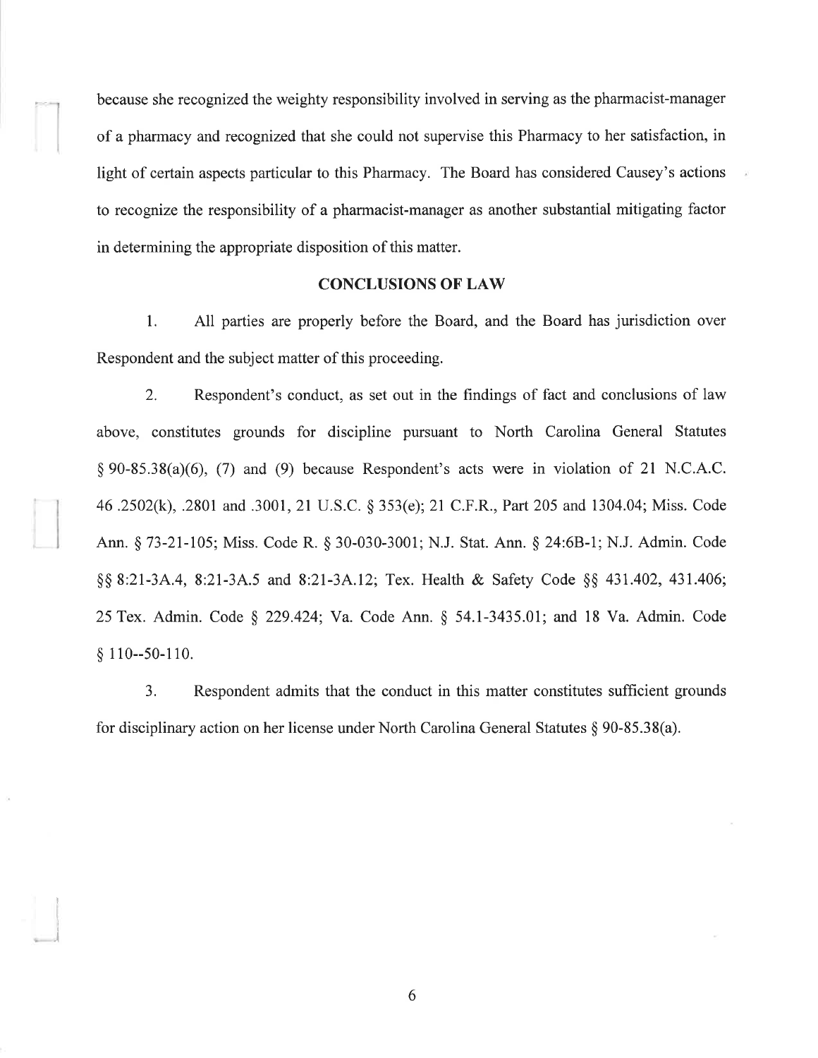because she recognized the weighty responsibility involved in serving as the pharmacist-manager of a pharmacy and recognized that she could not supervise this Pharmacy to her satisfaction, in light of certain aspects particular to this Pharmacy. The Board has considered Causey's actions to recognize the responsibility of a pharmacist-manager as another substantial mitigating factor in determining the appropriate disposition of this matter.

## CONCLUSIONS OF LAW

1. All parties are properly before the Board, and the Board has jurisdiction over Respondent and the subject matter of this proceeding.

2. Respondent's conduct, as set out in the findings of fact and conclusions of law above, constitutes grounds for discipline pursuant to North Carolina General Statutes § 90-85.38(a)(6), (7) and (9) because Respondent's acts were in violation of 21 N.C.A.C. 46 .2502(k), .2801 and .3001, 21 U.S.C. § 353(e); 21 C.F.R., Part 205 and 1304.04; Miss. Code Ann. § 73-21-105; Miss. Code R. § 30-030-3001; N.J. Stat. Ann. § 24:6B-1; N.J. Admin. Code §§ 8:21-3A.4, 8:21-3A.5 and 8:21-3A.12; Tex. Health & Safety Code §§ 431.402, 431.406; 25 Tex. Admin. Code § 229.424; Va. Code Ann. § 54.1-3435.01; and 18 Va. Admin. Code § 110--50-110.

3. Respondent admits that the conduct in this matter constitutes sufficient grounds for disciplinary action on her license under North Carolina General Statutes § 90-85.38(a).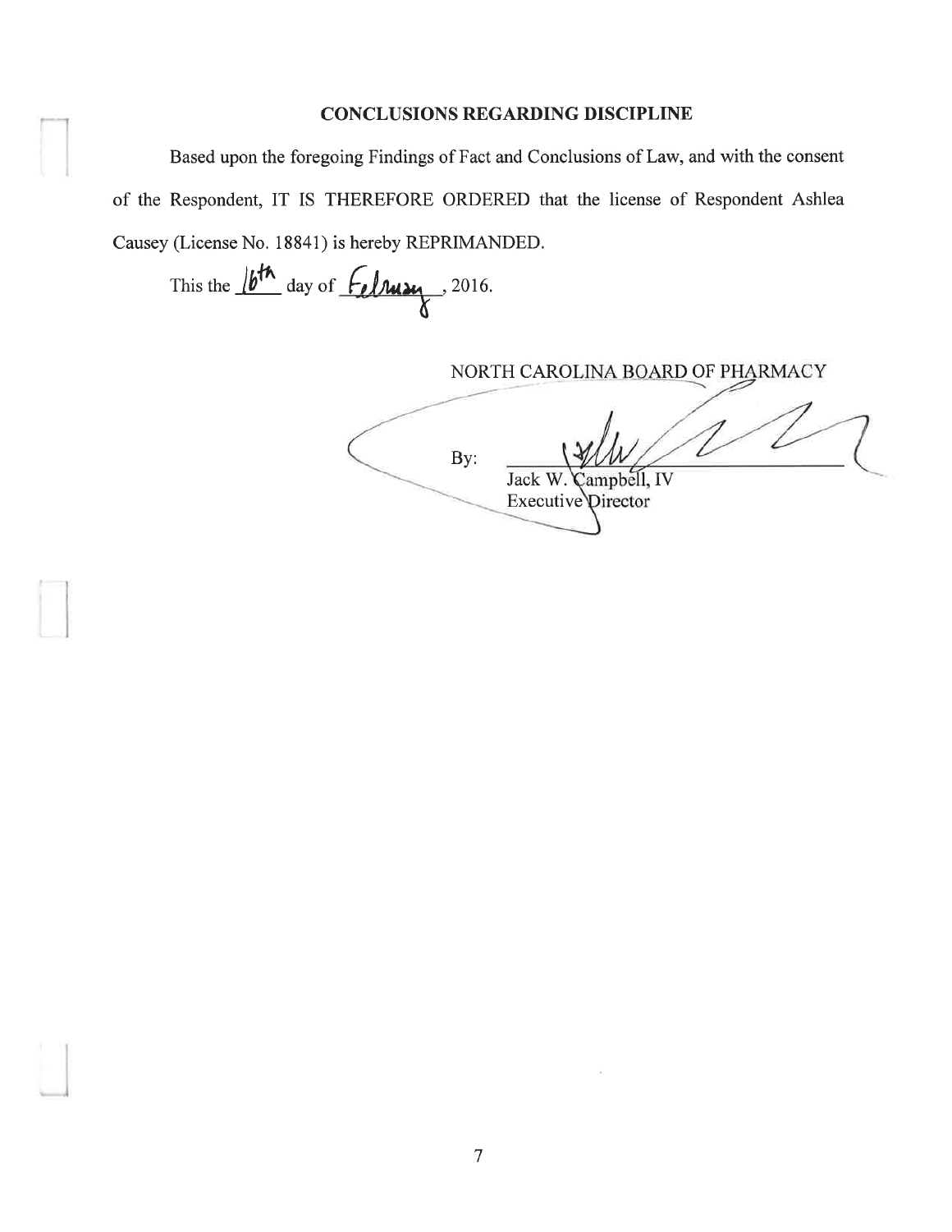## CONCLUSIONS REGARDING DISCIPLINE

Based upon the foregoing Findings of Fact and Conclusions of Law, and with the consent of the Respondent, IT IS THEREFORE ORDERED that the license of Respondent Ashlea Causey (License No. 18841) is hereby REPRIMANDED.

This the 16th day of February, 2016.

NORTH CAROLINA BOARD OF PHARMACY

By: ______________________

Jack W. Campbell, IV
Executive Director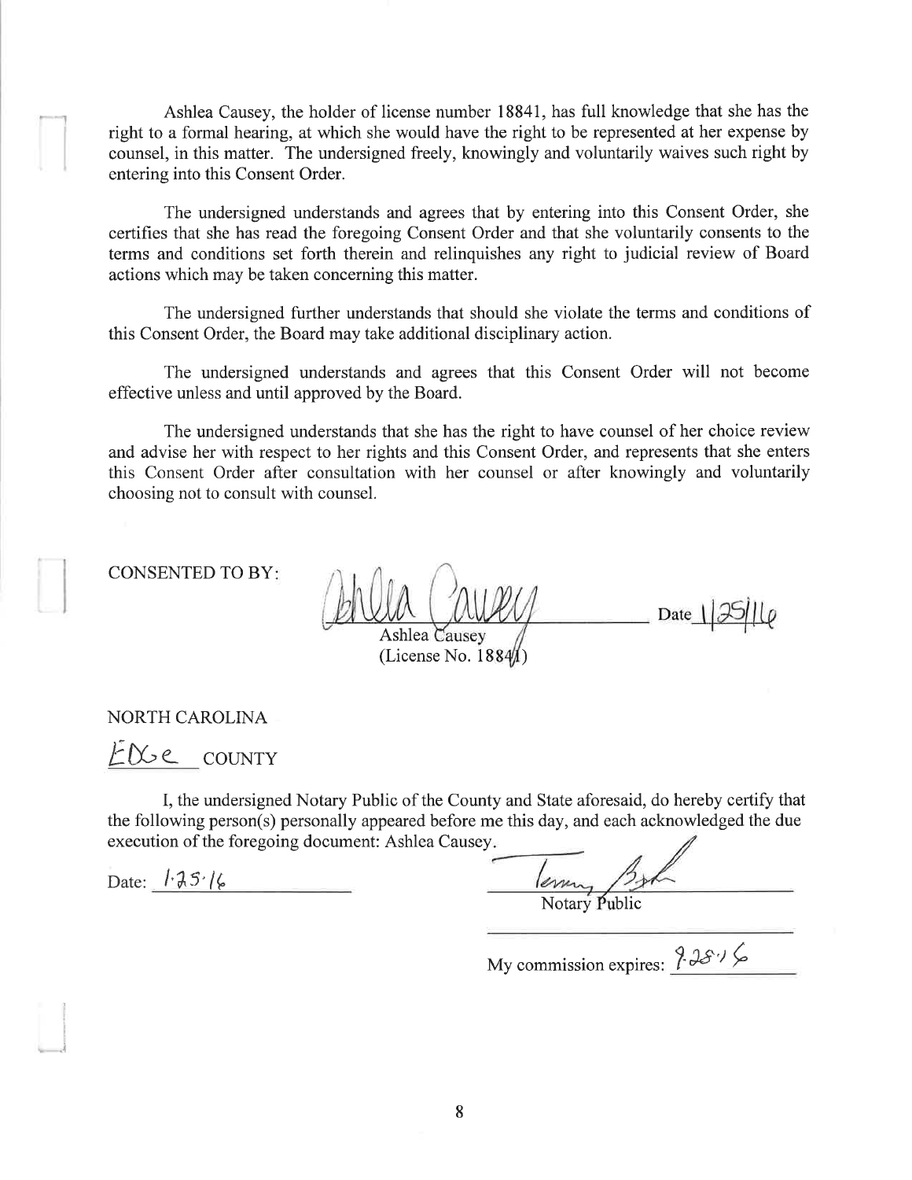Ashlea Causey, the holder of license number 18841, has full knowledge that she has the right to a formal hearing, at which she would have the right to be represented at her expense by counsel, in this matter. The undersigned freely, knowingly and voluntarily waives such right by entering into this Consent Order.

The undersigned understands and agrees that by entering into this Consent Order, she certifies that she has read the foregoing Consent Order and that she voluntarily consents to the terms and conditions set forth therein and relinquishes any right to judicial review of Board actions which may be taken concerning this matter.

The undersigned further understands that should she violate the terms and conditions of this Consent Order, the Board may take additional disciplinary action.

The undersigned understands and agrees that this Consent Order will not become effective unless and until approved by the Board.

The undersigned understands that she has the right to have counsel of her choice review and advise her with respect to her rights and this Consent Order, and represents that she enters this Consent Order after consultation with her counsel or after knowingly and voluntarily choosing not to consult with counsel.

CONSENTED TO BY:

Ashlea Causey
(License No. 18841)

Date 1/25/16

NORTH CAROLINA

Edge COUNTY

I, the undersigned Notary Public of the County and State aforesaid, do hereby certify that the following person(s) personally appeared before me this day, and each acknowledged the due execution of the foregoing document: Ashlea Causey.

Date: 1-25-16

Notary Public

My commission expires: 9-28-16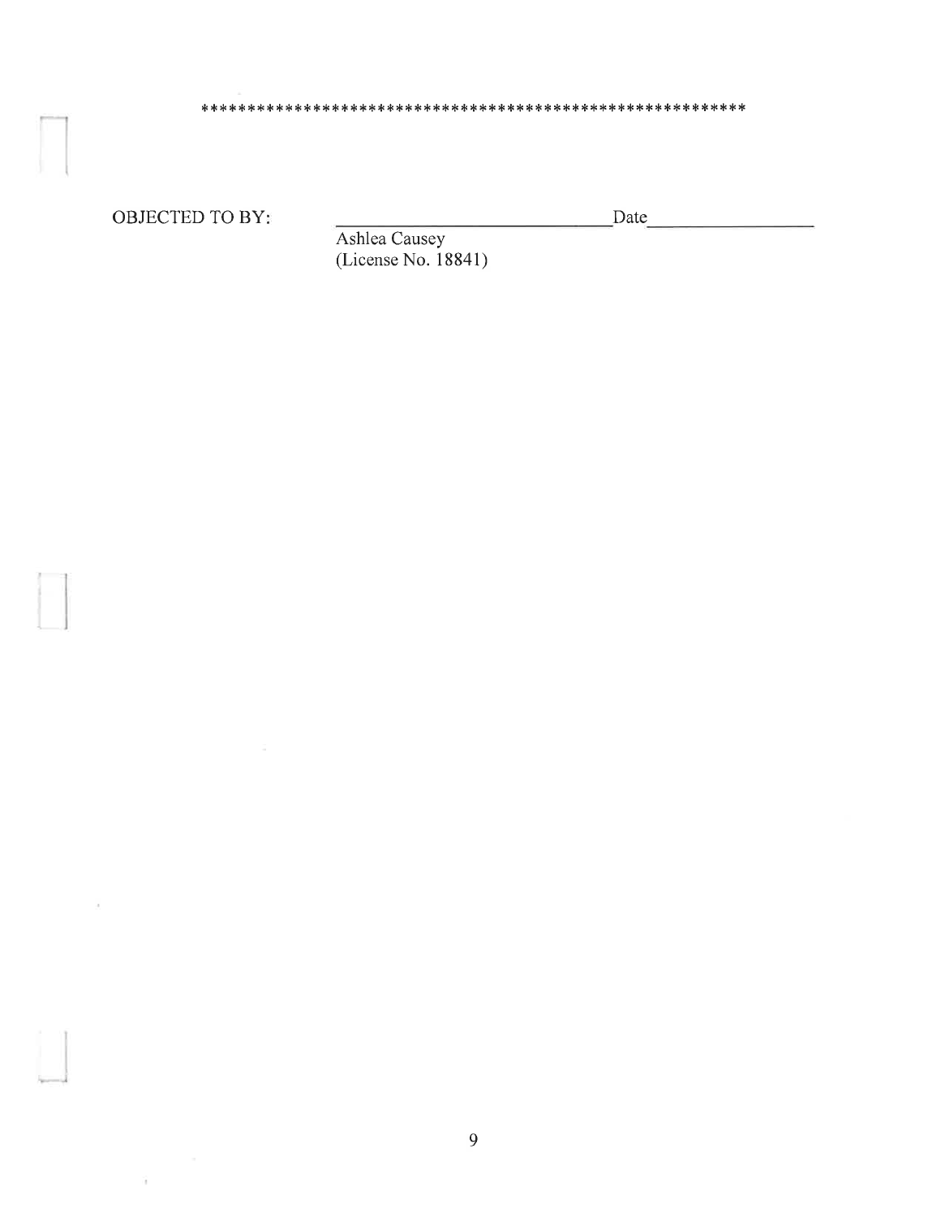************************************************************

OBJECTED TO BY: ______________________________ Date ________________

Ashlea Causey
(License No. 18841)